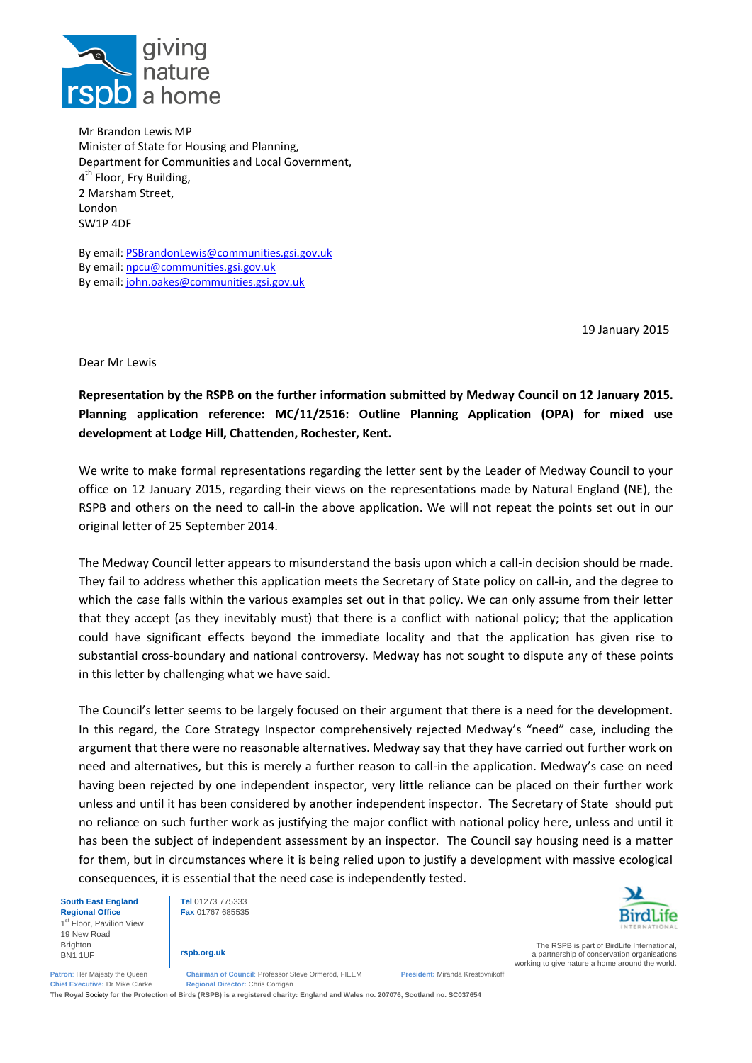Mr Brandon Lewis MP
Minister of State for Housing and Planning,
Department for Communities and Local Government,
4th Floor, Fry Building,
2 Marsham Street,
London
SW1P 4DF

By email: PSBrandonLewis@communities.gsi.gov.uk
By email: npcu@communities.gsi.gov.uk
By email: john.oakes@communities.gsi.gov.uk

19 January 2015

Dear Mr Lewis

**Representation by the RSPB on the further information submitted by Medway Council on 12 January 2015. Planning application reference: MC/11/2516: Outline Planning Application (OPA) for mixed use development at Lodge Hill, Chattenden, Rochester, Kent.**

We write to make formal representations regarding the letter sent by the Leader of Medway Council to your office on 12 January 2015, regarding their views on the representations made by Natural England (NE), the RSPB and others on the need to call-in the above application. We will not repeat the points set out in our original letter of 25 September 2014.

The Medway Council letter appears to misunderstand the basis upon which a call-in decision should be made. They fail to address whether this application meets the Secretary of State policy on call-in, and the degree to which the case falls within the various examples set out in that policy. We can only assume from their letter that they accept (as they inevitably must) that there is a conflict with national policy; that the application could have significant effects beyond the immediate locality and that the application has given rise to substantial cross-boundary and national controversy. Medway has not sought to dispute any of these points in this letter by challenging what we have said.

The Council's letter seems to be largely focused on their argument that there is a need for the development. In this regard, the Core Strategy Inspector comprehensively rejected Medway's "need" case, including the argument that there were no reasonable alternatives. Medway say that they have carried out further work on need and alternatives, but this is merely a further reason to call-in the application. Medway's case on need having been rejected by one independent inspector, very little reliance can be placed on their further work unless and until it has been considered by another independent inspector. The Secretary of State should put no reliance on such further work as justifying the major conflict with national policy here, unless and until it has been the subject of independent assessment by an inspector. The Council say housing need is a matter for them, but in circumstances where it is being relied upon to justify a development with massive ecological consequences, it is essential that the need case is independently tested.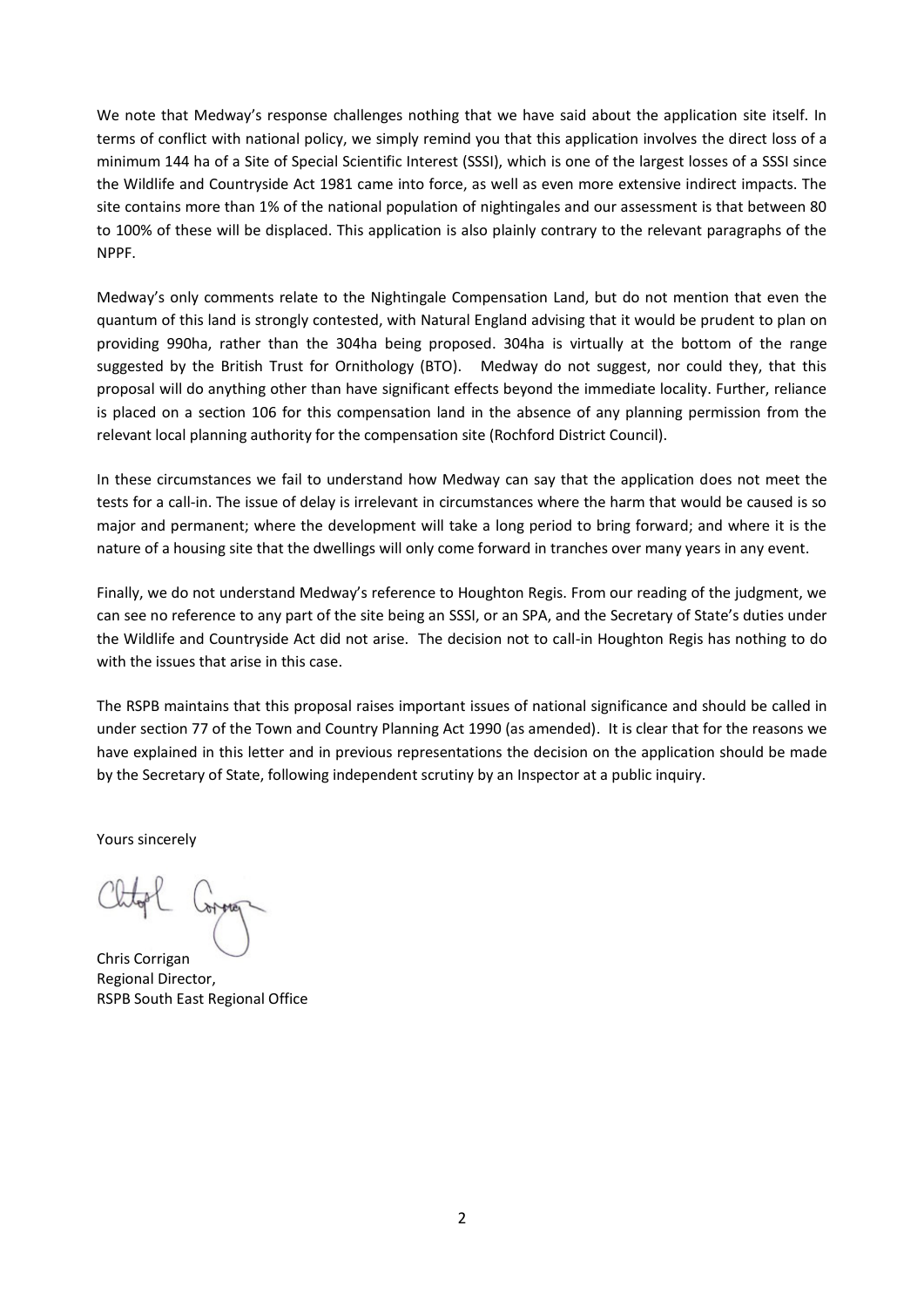We note that Medway's response challenges nothing that we have said about the application site itself. In terms of conflict with national policy, we simply remind you that this application involves the direct loss of a minimum 144 ha of a Site of Special Scientific Interest (SSSI), which is one of the largest losses of a SSSI since the Wildlife and Countryside Act 1981 came into force, as well as even more extensive indirect impacts. The site contains more than 1% of the national population of nightingales and our assessment is that between 80 to 100% of these will be displaced. This application is also plainly contrary to the relevant paragraphs of the NPPF.

Medway's only comments relate to the Nightingale Compensation Land, but do not mention that even the quantum of this land is strongly contested, with Natural England advising that it would be prudent to plan on providing 990ha, rather than the 304ha being proposed. 304ha is virtually at the bottom of the range suggested by the British Trust for Ornithology (BTO). Medway do not suggest, nor could they, that this proposal will do anything other than have significant effects beyond the immediate locality. Further, reliance is placed on a section 106 for this compensation land in the absence of any planning permission from the relevant local planning authority for the compensation site (Rochford District Council).

In these circumstances we fail to understand how Medway can say that the application does not meet the tests for a call-in. The issue of delay is irrelevant in circumstances where the harm that would be caused is so major and permanent; where the development will take a long period to bring forward; and where it is the nature of a housing site that the dwellings will only come forward in tranches over many years in any event.

Finally, we do not understand Medway's reference to Houghton Regis. From our reading of the judgment, we can see no reference to any part of the site being an SSSI, or an SPA, and the Secretary of State's duties under the Wildlife and Countryside Act did not arise. The decision not to call-in Houghton Regis has nothing to do with the issues that arise in this case.

The RSPB maintains that this proposal raises important issues of national significance and should be called in under section 77 of the Town and Country Planning Act 1990 (as amended). It is clear that for the reasons we have explained in this letter and in previous representations the decision on the application should be made by the Secretary of State, following independent scrutiny by an Inspector at a public inquiry.

Yours sincerely

Chris Corrigan  
Regional Director,  
RSPB South East Regional Office